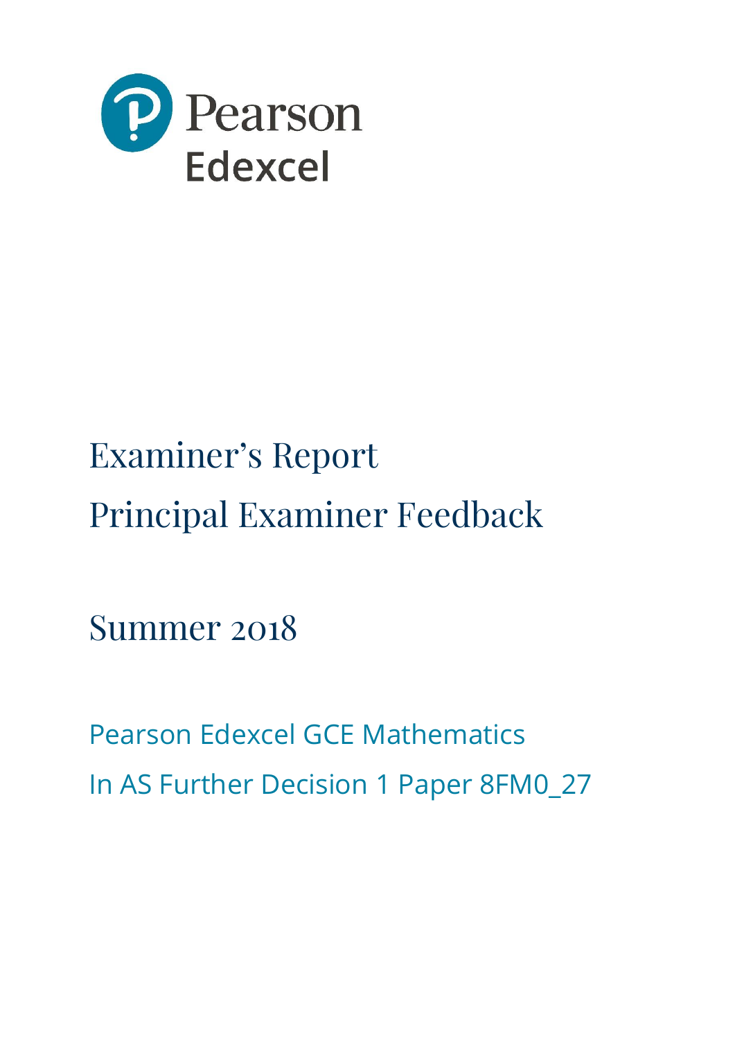Pearson

Edexcel

# Examiner's Report

# Principal Examiner Feedback

## Summer 2018

Pearson Edexcel GCE Mathematics

In AS Further Decision 1 Paper 8FM0_27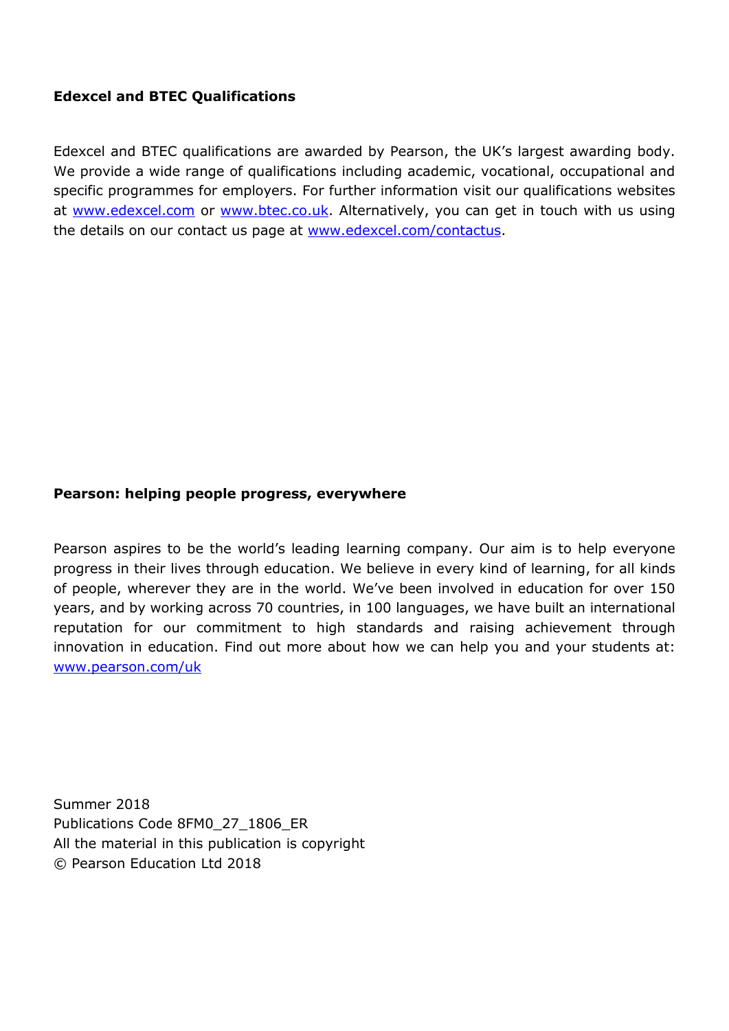**Edexcel and BTEC Qualifications**

Edexcel and BTEC qualifications are awarded by Pearson, the UK's largest awarding body. We provide a wide range of qualifications including academic, vocational, occupational and specific programmes for employers. For further information visit our qualifications websites at www.edexcel.com or www.btec.co.uk. Alternatively, you can get in touch with us using the details on our contact us page at www.edexcel.com/contactus.

**Pearson: helping people progress, everywhere**

Pearson aspires to be the world's leading learning company. Our aim is to help everyone progress in their lives through education. We believe in every kind of learning, for all kinds of people, wherever they are in the world. We've been involved in education for over 150 years, and by working across 70 countries, in 100 languages, we have built an international reputation for our commitment to high standards and raising achievement through innovation in education. Find out more about how we can help you and your students at: www.pearson.com/uk

Summer 2018
Publications Code 8FM0_27_1806_ER
All the material in this publication is copyright
© Pearson Education Ltd 2018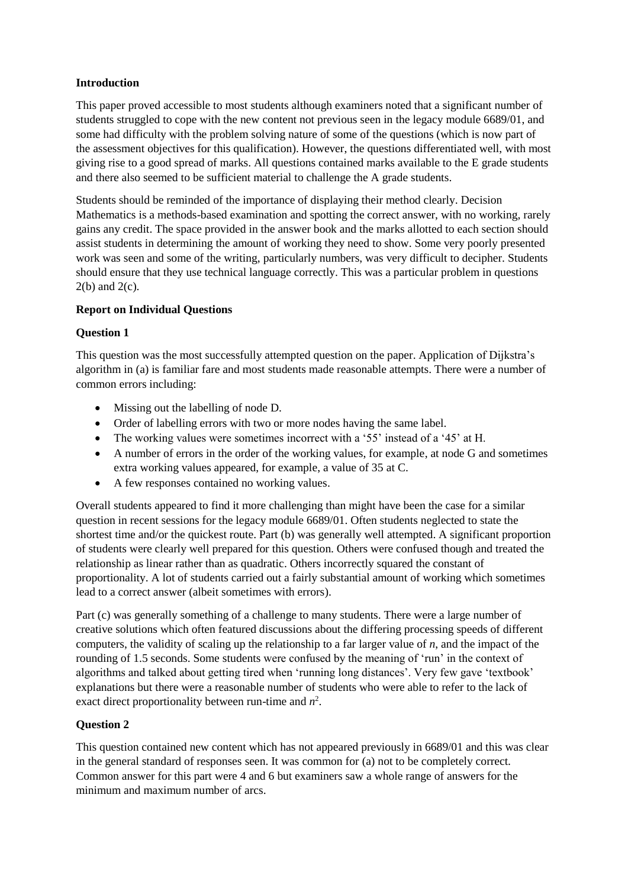**Introduction**

This paper proved accessible to most students although examiners noted that a significant number of students struggled to cope with the new content not previous seen in the legacy module 6689/01, and some had difficulty with the problem solving nature of some of the questions (which is now part of the assessment objectives for this qualification). However, the questions differentiated well, with most giving rise to a good spread of marks. All questions contained marks available to the E grade students and there also seemed to be sufficient material to challenge the A grade students.

Students should be reminded of the importance of displaying their method clearly. Decision Mathematics is a methods-based examination and spotting the correct answer, with no working, rarely gains any credit. The space provided in the answer book and the marks allotted to each section should assist students in determining the amount of working they need to show. Some very poorly presented work was seen and some of the writing, particularly numbers, was very difficult to decipher. Students should ensure that they use technical language correctly. This was a particular problem in questions 2(b) and 2(c).

**Report on Individual Questions**

**Question 1**

This question was the most successfully attempted question on the paper. Application of Dijkstra's algorithm in (a) is familiar fare and most students made reasonable attempts. There were a number of common errors including:

- Missing out the labelling of node D.
- Order of labelling errors with two or more nodes having the same label.
- The working values were sometimes incorrect with a '55' instead of a '45' at H.
- A number of errors in the order of the working values, for example, at node G and sometimes extra working values appeared, for example, a value of 35 at C.
- A few responses contained no working values.

Overall students appeared to find it more challenging than might have been the case for a similar question in recent sessions for the legacy module 6689/01. Often students neglected to state the shortest time and/or the quickest route. Part (b) was generally well attempted. A significant proportion of students were clearly well prepared for this question. Others were confused though and treated the relationship as linear rather than as quadratic. Others incorrectly squared the constant of proportionality. A lot of students carried out a fairly substantial amount of working which sometimes lead to a correct answer (albeit sometimes with errors).

Part (c) was generally something of a challenge to many students. There were a large number of creative solutions which often featured discussions about the differing processing speeds of different computers, the validity of scaling up the relationship to a far larger value of $n$, and the impact of the rounding of 1.5 seconds. Some students were confused by the meaning of 'run' in the context of algorithms and talked about getting tired when 'running long distances'. Very few gave 'textbook' explanations but there were a reasonable number of students who were able to refer to the lack of exact direct proportionality between run-time and $n^2$.

**Question 2**

This question contained new content which has not appeared previously in 6689/01 and this was clear in the general standard of responses seen. It was common for (a) not to be completely correct. Common answer for this part were 4 and 6 but examiners saw a whole range of answers for the minimum and maximum number of arcs.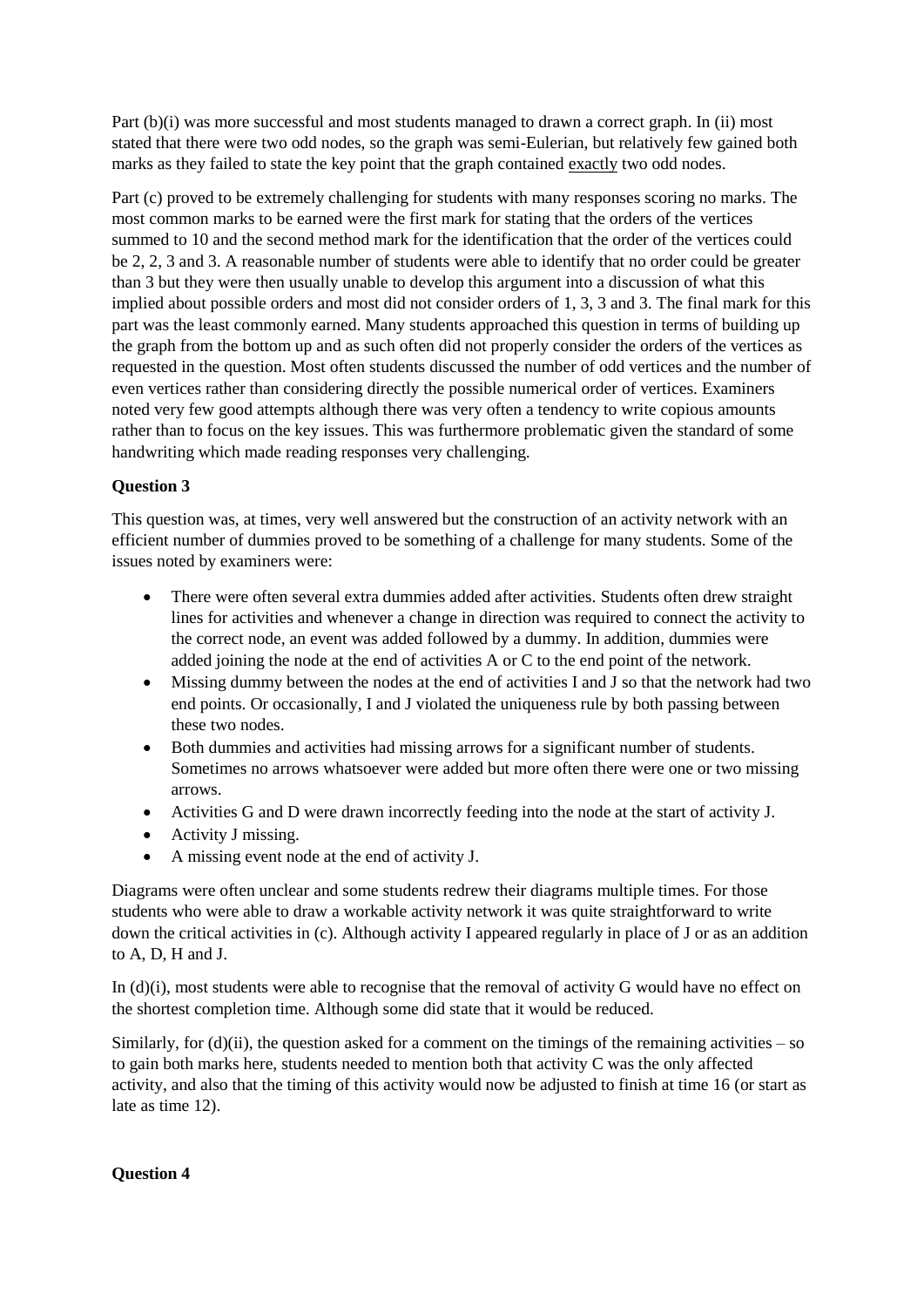Part (b)(i) was more successful and most students managed to drawn a correct graph. In (ii) most stated that there were two odd nodes, so the graph was semi-Eulerian, but relatively few gained both marks as they failed to state the key point that the graph contained exactly two odd nodes.

Part (c) proved to be extremely challenging for students with many responses scoring no marks. The most common marks to be earned were the first mark for stating that the orders of the vertices summed to 10 and the second method mark for the identification that the order of the vertices could be 2, 2, 3 and 3. A reasonable number of students were able to identify that no order could be greater than 3 but they were then usually unable to develop this argument into a discussion of what this implied about possible orders and most did not consider orders of 1, 3, 3 and 3. The final mark for this part was the least commonly earned. Many students approached this question in terms of building up the graph from the bottom up and as such often did not properly consider the orders of the vertices as requested in the question. Most often students discussed the number of odd vertices and the number of even vertices rather than considering directly the possible numerical order of vertices. Examiners noted very few good attempts although there was very often a tendency to write copious amounts rather than to focus on the key issues. This was furthermore problematic given the standard of some handwriting which made reading responses very challenging.

**Question 3**

This question was, at times, very well answered but the construction of an activity network with an efficient number of dummies proved to be something of a challenge for many students. Some of the issues noted by examiners were:

- There were often several extra dummies added after activities. Students often drew straight lines for activities and whenever a change in direction was required to connect the activity to the correct node, an event was added followed by a dummy. In addition, dummies were added joining the node at the end of activities A or C to the end point of the network.
- Missing dummy between the nodes at the end of activities I and J so that the network had two end points. Or occasionally, I and J violated the uniqueness rule by both passing between these two nodes.
- Both dummies and activities had missing arrows for a significant number of students. Sometimes no arrows whatsoever were added but more often there were one or two missing arrows.
- Activities G and D were drawn incorrectly feeding into the node at the start of activity J.
- Activity J missing.
- A missing event node at the end of activity J.

Diagrams were often unclear and some students redrew their diagrams multiple times. For those students who were able to draw a workable activity network it was quite straightforward to write down the critical activities in (c). Although activity I appeared regularly in place of J or as an addition to A, D, H and J.

In (d)(i), most students were able to recognise that the removal of activity G would have no effect on the shortest completion time. Although some did state that it would be reduced.

Similarly, for (d)(ii), the question asked for a comment on the timings of the remaining activities – so to gain both marks here, students needed to mention both that activity C was the only affected activity, and also that the timing of this activity would now be adjusted to finish at time 16 (or start as late as time 12).

**Question 4**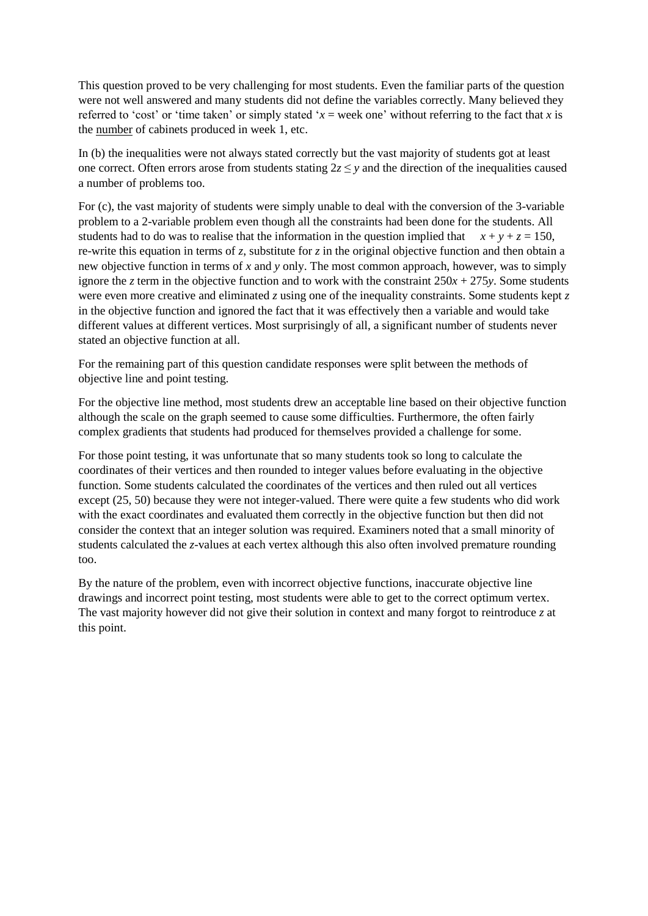This question proved to be very challenging for most students. Even the familiar parts of the question were not well answered and many students did not define the variables correctly. Many believed they referred to 'cost' or 'time taken' or simply stated '$x$ = week one' without referring to the fact that $x$ is the <u>number</u> of cabinets produced in week 1, etc.

In (b) the inequalities were not always stated correctly but the vast majority of students got at least one correct. Often errors arose from students stating $2z \leq y$ and the direction of the inequalities caused a number of problems too.

For (c), the vast majority of students were simply unable to deal with the conversion of the 3-variable problem to a 2-variable problem even though all the constraints had been done for the students. All students had to do was to realise that the information in the question implied that $x + y + z = 150$, re-write this equation in terms of $z$, substitute for $z$ in the original objective function and then obtain a new objective function in terms of $x$ and $y$ only. The most common approach, however, was to simply ignore the $z$ term in the objective function and to work with the constraint $250x + 275y$. Some students were even more creative and eliminated $z$ using one of the inequality constraints. Some students kept $z$ in the objective function and ignored the fact that it was effectively then a variable and would take different values at different vertices. Most surprisingly of all, a significant number of students never stated an objective function at all.

For the remaining part of this question candidate responses were split between the methods of objective line and point testing.

For the objective line method, most students drew an acceptable line based on their objective function although the scale on the graph seemed to cause some difficulties. Furthermore, the often fairly complex gradients that students had produced for themselves provided a challenge for some.

For those point testing, it was unfortunate that so many students took so long to calculate the coordinates of their vertices and then rounded to integer values before evaluating in the objective function. Some students calculated the coordinates of the vertices and then ruled out all vertices except (25, 50) because they were not integer-valued. There were quite a few students who did work with the exact coordinates and evaluated them correctly in the objective function but then did not consider the context that an integer solution was required. Examiners noted that a small minority of students calculated the $z$-values at each vertex although this also often involved premature rounding too.

By the nature of the problem, even with incorrect objective functions, inaccurate objective line drawings and incorrect point testing, most students were able to get to the correct optimum vertex. The vast majority however did not give their solution in context and many forgot to reintroduce $z$ at this point.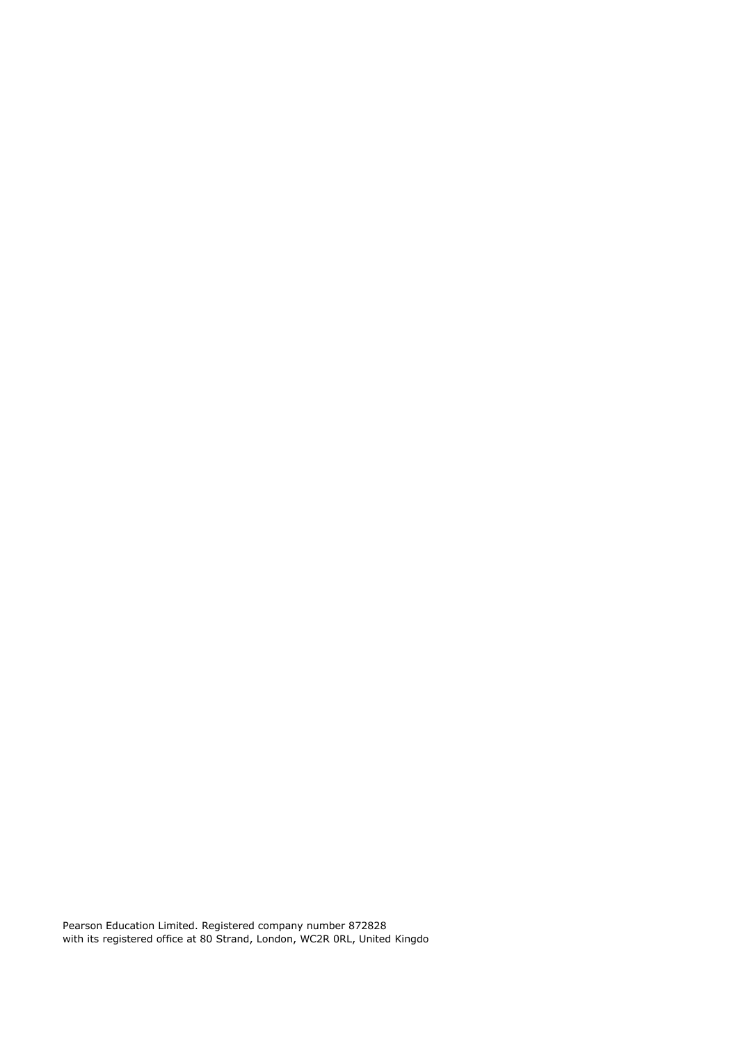Pearson Education Limited. Registered company number 872828
with its registered office at 80 Strand, London, WC2R 0RL, United Kingdo